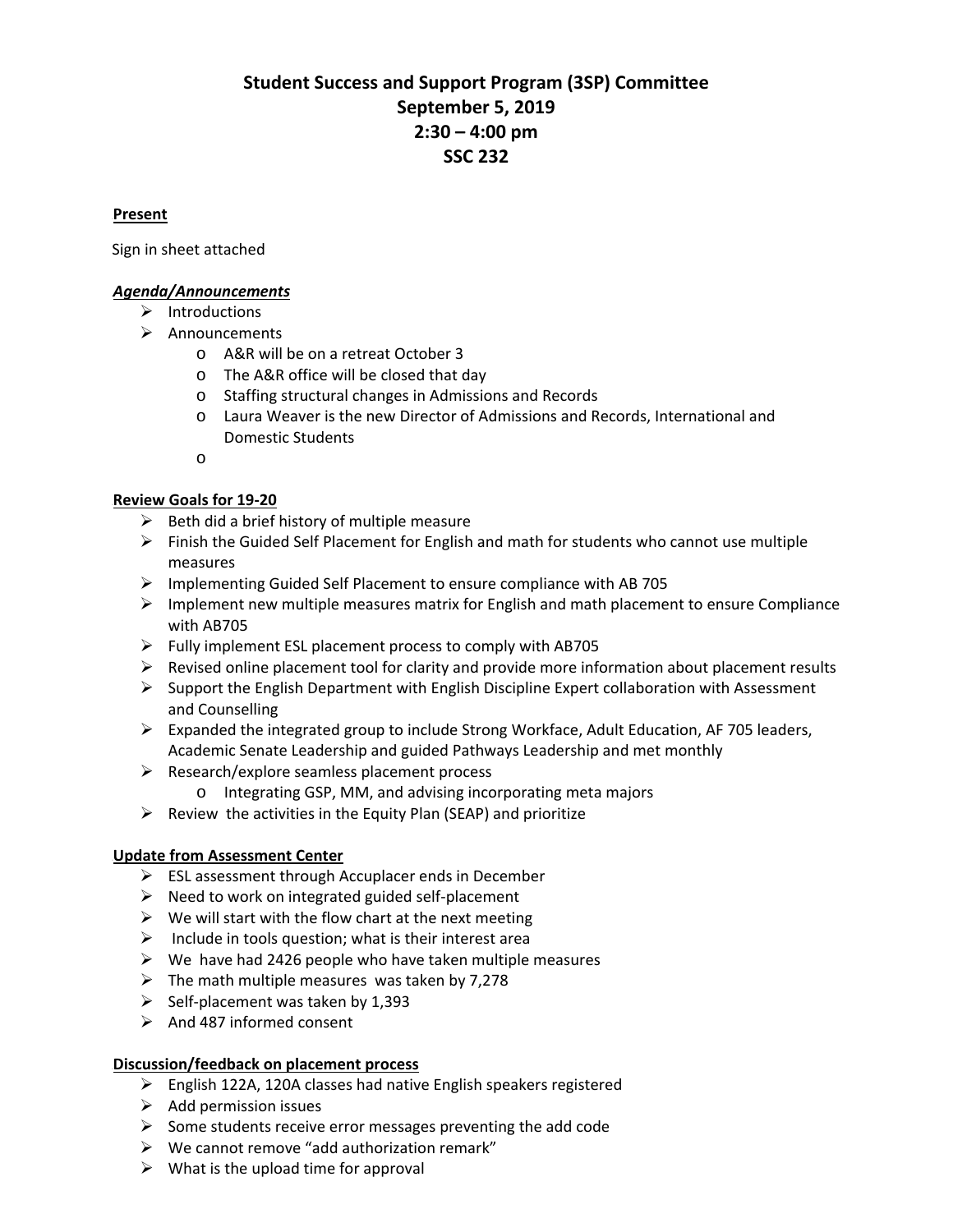# Student Success and Support Program (3SP) Committee
## September 5, 2019
## 2:30 – 4:00 pm
## SSC 232

**Present**

Sign in sheet attached

***Agenda/Announcements***

- Introductions
- Announcements
  - A&R will be on a retreat October 3
  - The A&R office will be closed that day
  - Staffing structural changes in Admissions and Records
  - Laura Weaver is the new Director of Admissions and Records, International and Domestic Students
  - 

**Review Goals for 19-20**

- Beth did a brief history of multiple measure
- Finish the Guided Self Placement for English and math for students who cannot use multiple measures
- Implementing Guided Self Placement to ensure compliance with AB 705
- Implement new multiple measures matrix for English and math placement to ensure Compliance with AB705
- Fully implement ESL placement process to comply with AB705
- Revised online placement tool for clarity and provide more information about placement results
- Support the English Department with English Discipline Expert collaboration with Assessment and Counselling
- Expanded the integrated group to include Strong Workface, Adult Education, AF 705 leaders, Academic Senate Leadership and guided Pathways Leadership and met monthly
- Research/explore seamless placement process
  - Integrating GSP, MM, and advising incorporating meta majors
- Review the activities in the Equity Plan (SEAP) and prioritize

**Update from Assessment Center**

- ESL assessment through Accuplacer ends in December
- Need to work on integrated guided self-placement
- We will start with the flow chart at the next meeting
- Include in tools question; what is their interest area
- We have had 2426 people who have taken multiple measures
- The math multiple measures was taken by 7,278
- Self-placement was taken by 1,393
- And 487 informed consent

**Discussion/feedback on placement process**

- English 122A, 120A classes had native English speakers registered
- Add permission issues
- Some students receive error messages preventing the add code
- We cannot remove "add authorization remark"
- What is the upload time for approval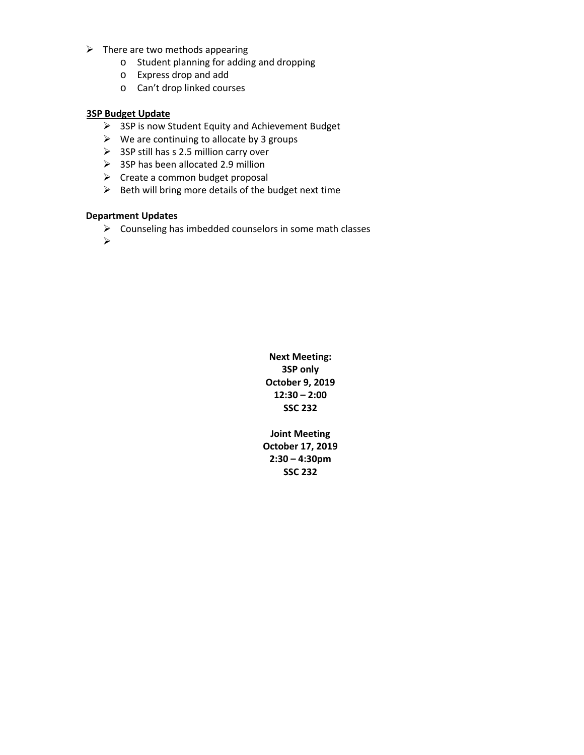- There are two methods appearing
  - Student planning for adding and dropping
  - Express drop and add
  - Can't drop linked courses

**3SP Budget Update**

- 3SP is now Student Equity and Achievement Budget
- We are continuing to allocate by 3 groups
- 3SP still has s 2.5 million carry over
- 3SP has been allocated 2.9 million
- Create a common budget proposal
- Beth will bring more details of the budget next time

**Department Updates**

- Counseling has imbedded counselors in some math classes
-

**Next Meeting:**
**3SP only**
**October 9, 2019**
**12:30 – 2:00**
**SSC 232**

**Joint Meeting**
**October 17, 2019**
**2:30 – 4:30pm**
**SSC 232**